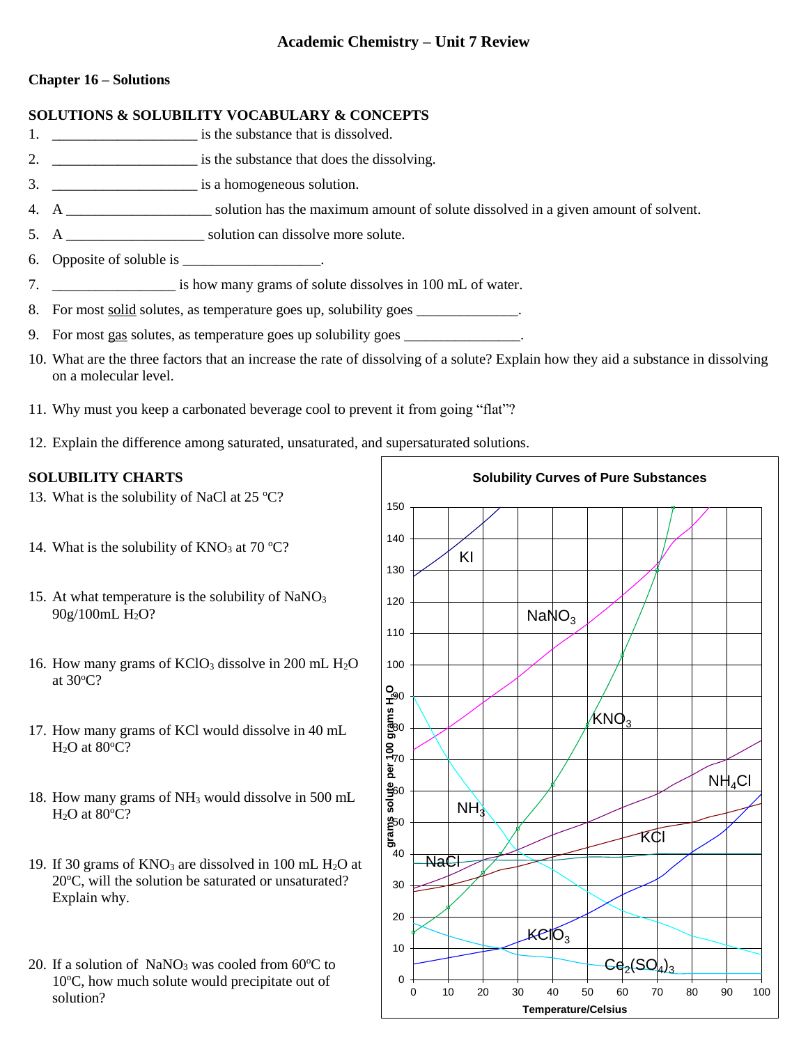# Academic Chemistry – Unit 7 Review

## Chapter 16 – Solutions

### SOLUTIONS & SOLUBILITY VOCABULARY & CONCEPTS

1. ____________________ is the substance that is dissolved.
2. ____________________ is the substance that does the dissolving.
3. ____________________ is a homogeneous solution.
4. A ____________________ solution has the maximum amount of solute dissolved in a given amount of solvent.
5. A ___________________ solution can dissolve more solute.
6. Opposite of soluble is ___________________.
7. _________________ is how many grams of solute dissolves in 100 mL of water.
8. For most solid solutes, as temperature goes up, solubility goes ______________.
9. For most gas solutes, as temperature goes up solubility goes ________________.
10. What are the three factors that an increase the rate of dissolving of a solute? Explain how they aid a substance in dissolving on a molecular level.
11. Why must you keep a carbonated beverage cool to prevent it from going "flat"?
12. Explain the difference among saturated, unsaturated, and supersaturated solutions.

### SOLUBILITY CHARTS

13. What is the solubility of NaCl at 25 °C?
14. What is the solubility of $KNO_3$ at 70 °C?
15. At what temperature is the solubility of $NaNO_3$ 90g/100mL $H_2O$?
16. How many grams of $KClO_3$ dissolve in 200 mL $H_2O$ at 30°C?
17. How many grams of KCl would dissolve in 40 mL $H_2O$ at 80°C?
18. How many grams of $NH_3$ would dissolve in 500 mL $H_2O$ at 80°C?
19. If 30 grams of $KNO_3$ are dissolved in 100 mL $H_2O$ at 20°C, will the solution be saturated or unsaturated? Explain why.
20. If a solution of $NaNO_3$ was cooled from 60°C to 10°C, how much solute would precipitate out of solution?

**Solubility Curves of Pure Substances**

(Graph: grams solute per 100 grams $H_2O$ (0–150) vs. Temperature/Celsius (0–100); curves for KI, $NaNO_3$, $KNO_3$, $NH_4Cl$, KCl, $NH_3$, NaCl, $KClO_3$, $Ce_2(SO_4)_3$)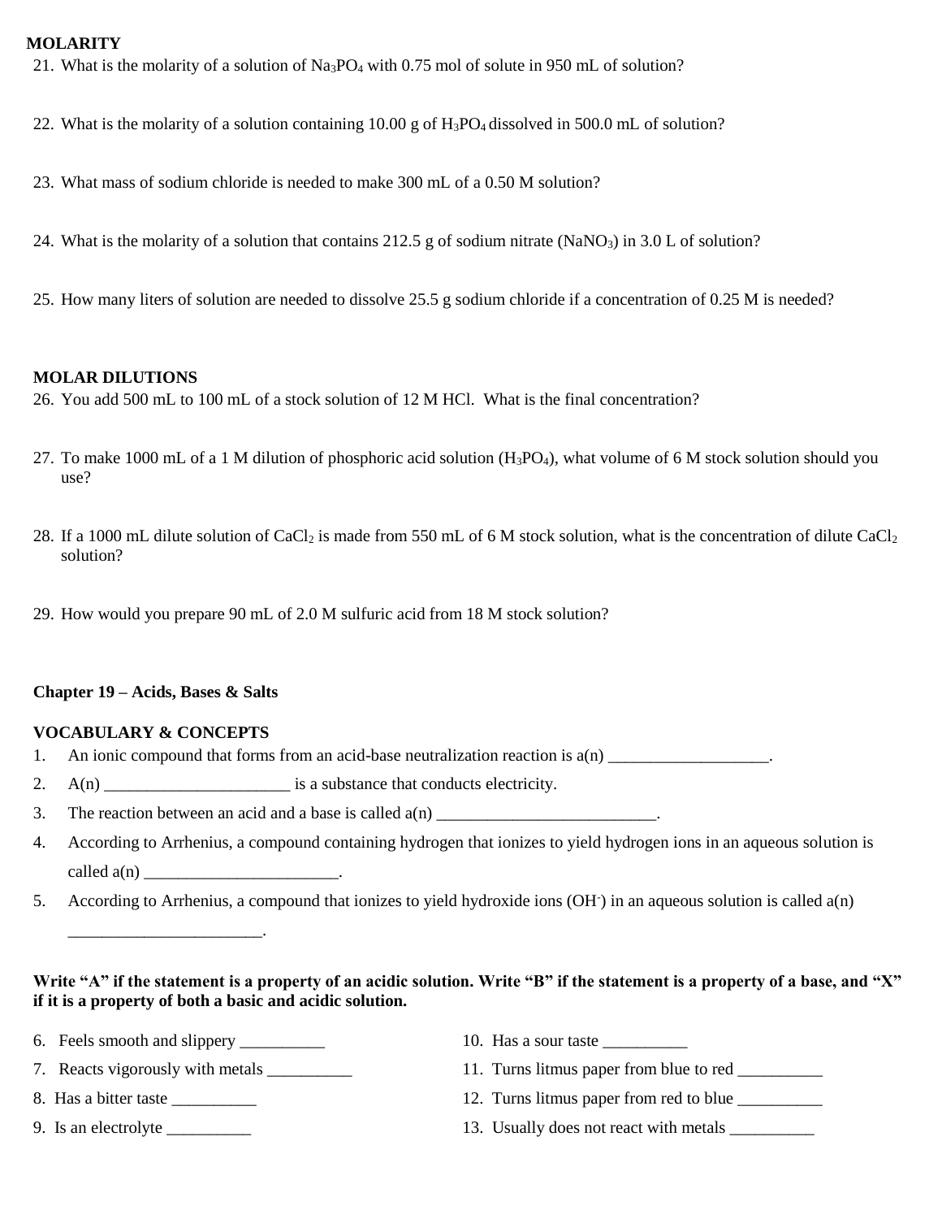**MOLARITY**

21. What is the molarity of a solution of $Na_3PO_4$ with 0.75 mol of solute in 950 mL of solution?

22. What is the molarity of a solution containing 10.00 g of $H_3PO_4$ dissolved in 500.0 mL of solution?

23. What mass of sodium chloride is needed to make 300 mL of a 0.50 M solution?

24. What is the molarity of a solution that contains 212.5 g of sodium nitrate ($NaNO_3$) in 3.0 L of solution?

25. How many liters of solution are needed to dissolve 25.5 g sodium chloride if a concentration of 0.25 M is needed?

**MOLAR DILUTIONS**

26. You add 500 mL to 100 mL of a stock solution of 12 M HCl. What is the final concentration?

27. To make 1000 mL of a 1 M dilution of phosphoric acid solution ($H_3PO_4$), what volume of 6 M stock solution should you use?

28. If a 1000 mL dilute solution of $CaCl_2$ is made from 550 mL of 6 M stock solution, what is the concentration of dilute $CaCl_2$ solution?

29. How would you prepare 90 mL of 2.0 M sulfuric acid from 18 M stock solution?

**Chapter 19 – Acids, Bases & Salts**

**VOCABULARY & CONCEPTS**

1. An ionic compound that forms from an acid-base neutralization reaction is a(n) ___________________.
2. A(n) ______________________ is a substance that conducts electricity.
3. The reaction between an acid and a base is called a(n) __________________________.
4. According to Arrhenius, a compound containing hydrogen that ionizes to yield hydrogen ions in an aqueous solution is called a(n) _______________________.
5. According to Arrhenius, a compound that ionizes to yield hydroxide ions ($OH^-$) in an aqueous solution is called a(n) _______________________.

**Write "A" if the statement is a property of an acidic solution. Write "B" if the statement is a property of a base, and "X" if it is a property of both a basic and acidic solution.**

6. Feels smooth and slippery __________
7. Reacts vigorously with metals __________
8. Has a bitter taste __________
9. Is an electrolyte __________
10. Has a sour taste __________
11. Turns litmus paper from blue to red __________
12. Turns litmus paper from red to blue __________
13. Usually does not react with metals __________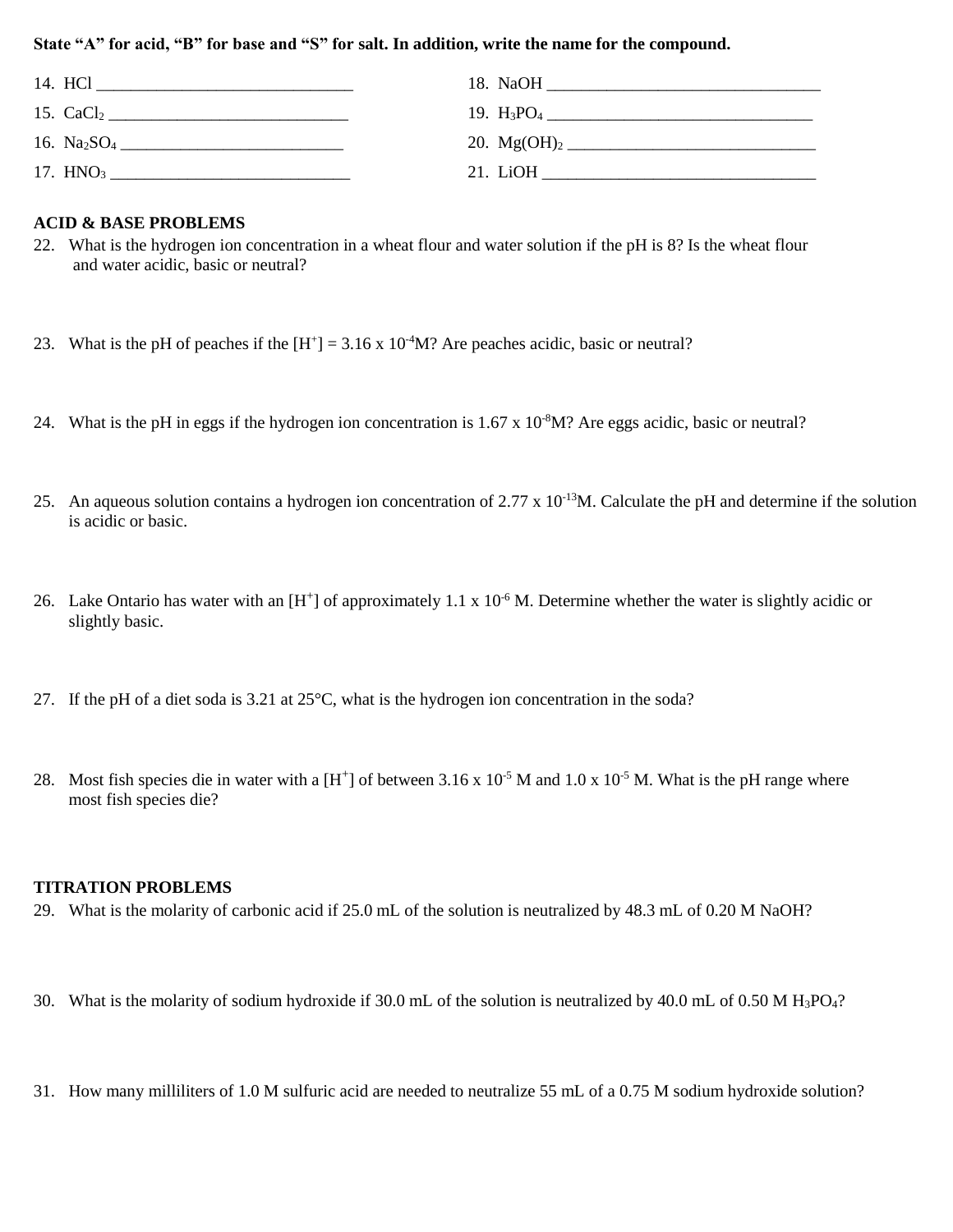**State "A" for acid, "B" for base and "S" for salt. In addition, write the name for the compound.**

14. HCl ______________________________
15. $CaCl_2$ ____________________________
16. $Na_2SO_4$ __________________________
17. $HNO_3$ ____________________________
18. NaOH ________________________________
19. $H_3PO_4$ _______________________________
20. $Mg(OH)_2$ ______________________________
21. LiOH ________________________________

**ACID & BASE PROBLEMS**

22. What is the hydrogen ion concentration in a wheat flour and water solution if the pH is 8? Is the wheat flour and water acidic, basic or neutral?

23. What is the pH of peaches if the $[H^+] = 3.16 \times 10^{-4}$M? Are peaches acidic, basic or neutral?

24. What is the pH in eggs if the hydrogen ion concentration is $1.67 \times 10^{-8}$M? Are eggs acidic, basic or neutral?

25. An aqueous solution contains a hydrogen ion concentration of $2.77 \times 10^{-13}$M. Calculate the pH and determine if the solution is acidic or basic.

26. Lake Ontario has water with an $[H^+]$ of approximately $1.1 \times 10^{-6}$ M. Determine whether the water is slightly acidic or slightly basic.

27. If the pH of a diet soda is 3.21 at 25°C, what is the hydrogen ion concentration in the soda?

28. Most fish species die in water with a $[H^+]$ of between $3.16 \times 10^{-5}$ M and $1.0 \times 10^{-5}$ M. What is the pH range where most fish species die?

**TITRATION PROBLEMS**

29. What is the molarity of carbonic acid if 25.0 mL of the solution is neutralized by 48.3 mL of 0.20 M NaOH?

30. What is the molarity of sodium hydroxide if 30.0 mL of the solution is neutralized by 40.0 mL of 0.50 M $H_3PO_4$?

31. How many milliliters of 1.0 M sulfuric acid are needed to neutralize 55 mL of a 0.75 M sodium hydroxide solution?